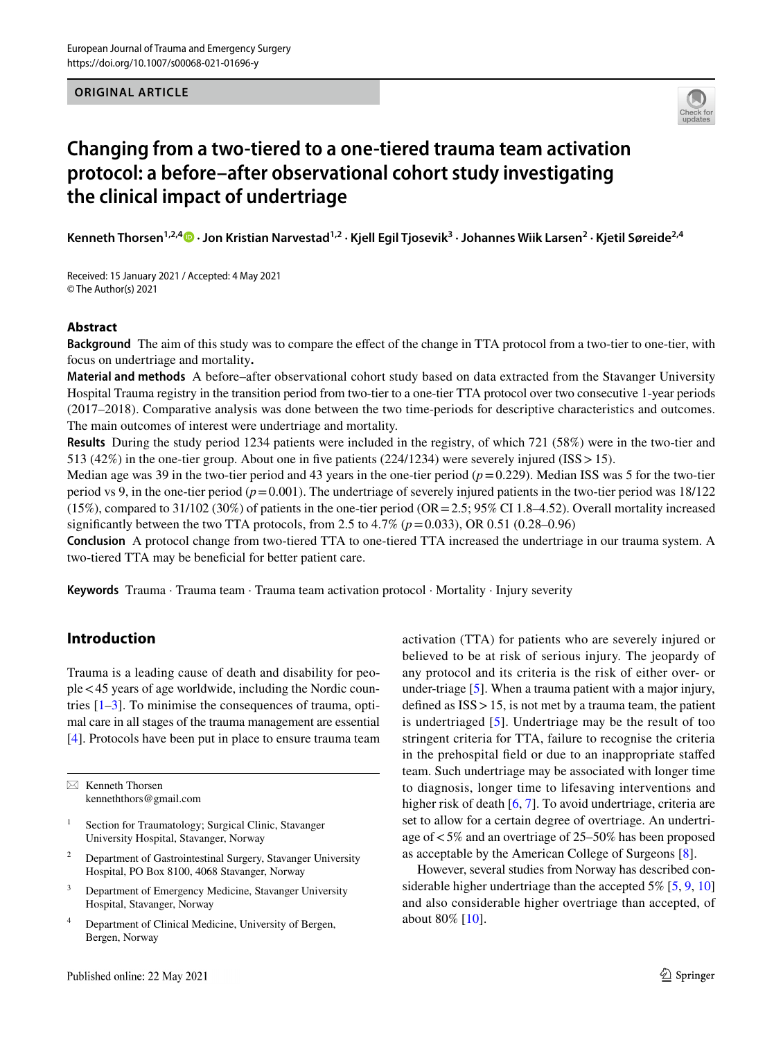ORIGINAL ARTICLE

# Changing from a two-tiered to a one-tiered trauma team activation protocol: a before–after observational cohort study investigating the clinical impact of undertriage

**Kenneth Thorsen[1,2,4] · Jon Kristian Narvestad[1,2] · Kjell Egil Tjosevik[3] · Johannes Wiik Larsen[2] · Kjetil Søreide[2,4]**

Received: 15 January 2021 / Accepted: 4 May 2021
© The Author(s) 2021

## Abstract

**Background** The aim of this study was to compare the effect of the change in TTA protocol from a two-tier to one-tier, with focus on undertriage and mortality**.**

**Material and methods** A before–after observational cohort study based on data extracted from the Stavanger University Hospital Trauma registry in the transition period from two-tier to a one-tier TTA protocol over two consecutive 1-year periods (2017–2018). Comparative analysis was done between the two time-periods for descriptive characteristics and outcomes. The main outcomes of interest were undertriage and mortality.

**Results** During the study period 1234 patients were included in the registry, of which 721 (58%) were in the two-tier and 513 (42%) in the one-tier group. About one in five patients (224/1234) were severely injured (ISS > 15).
Median age was 39 in the two-tier period and 43 years in the one-tier period ($p = 0.229$). Median ISS was 5 for the two-tier period vs 9, in the one-tier period ($p = 0.001$). The undertriage of severely injured patients in the two-tier period was 18/122 (15%), compared to 31/102 (30%) of patients in the one-tier period (OR = 2.5; 95% CI 1.8–4.52). Overall mortality increased significantly between the two TTA protocols, from 2.5 to 4.7% ($p = 0.033$), OR 0.51 (0.28–0.96)

**Conclusion** A protocol change from two-tiered TTA to one-tiered TTA increased the undertriage in our trauma system. A two-tiered TTA may be beneficial for better patient care.

**Keywords** Trauma · Trauma team · Trauma team activation protocol · Mortality · Injury severity

## Introduction

Trauma is a leading cause of death and disability for people < 45 years of age worldwide, including the Nordic countries [1–3]. To minimise the consequences of trauma, optimal care in all stages of the trauma management are essential [4]. Protocols have been put in place to ensure trauma team activation (TTA) for patients who are severely injured or believed to be at risk of serious injury. The jeopardy of any protocol and its criteria is the risk of either over- or under-triage [5]. When a trauma patient with a major injury, defined as ISS > 15, is not met by a trauma team, the patient is undertriaged [5]. Undertriage may be the result of too stringent criteria for TTA, failure to recognise the criteria in the prehospital field or due to an inappropriate staffed team. Such undertriage may be associated with longer time to diagnosis, longer time to lifesaving interventions and higher risk of death [6, 7]. To avoid undertriage, criteria are set to allow for a certain degree of overtriage. An undertriage of < 5% and an overtriage of 25–50% has been proposed as acceptable by the American College of Surgeons [8].

However, several studies from Norway has described considerable higher undertriage than the accepted 5% [5, 9, 10] and also considerable higher overtriage than accepted, of about 80% [10].

✉ Kenneth Thorsen
kenneththors@gmail.com

1 Section for Traumatology; Surgical Clinic, Stavanger University Hospital, Stavanger, Norway

2 Department of Gastrointestinal Surgery, Stavanger University Hospital, PO Box 8100, 4068 Stavanger, Norway

3 Department of Emergency Medicine, Stavanger University Hospital, Stavanger, Norway

4 Department of Clinical Medicine, University of Bergen, Bergen, Norway

Published online: 22 May 2021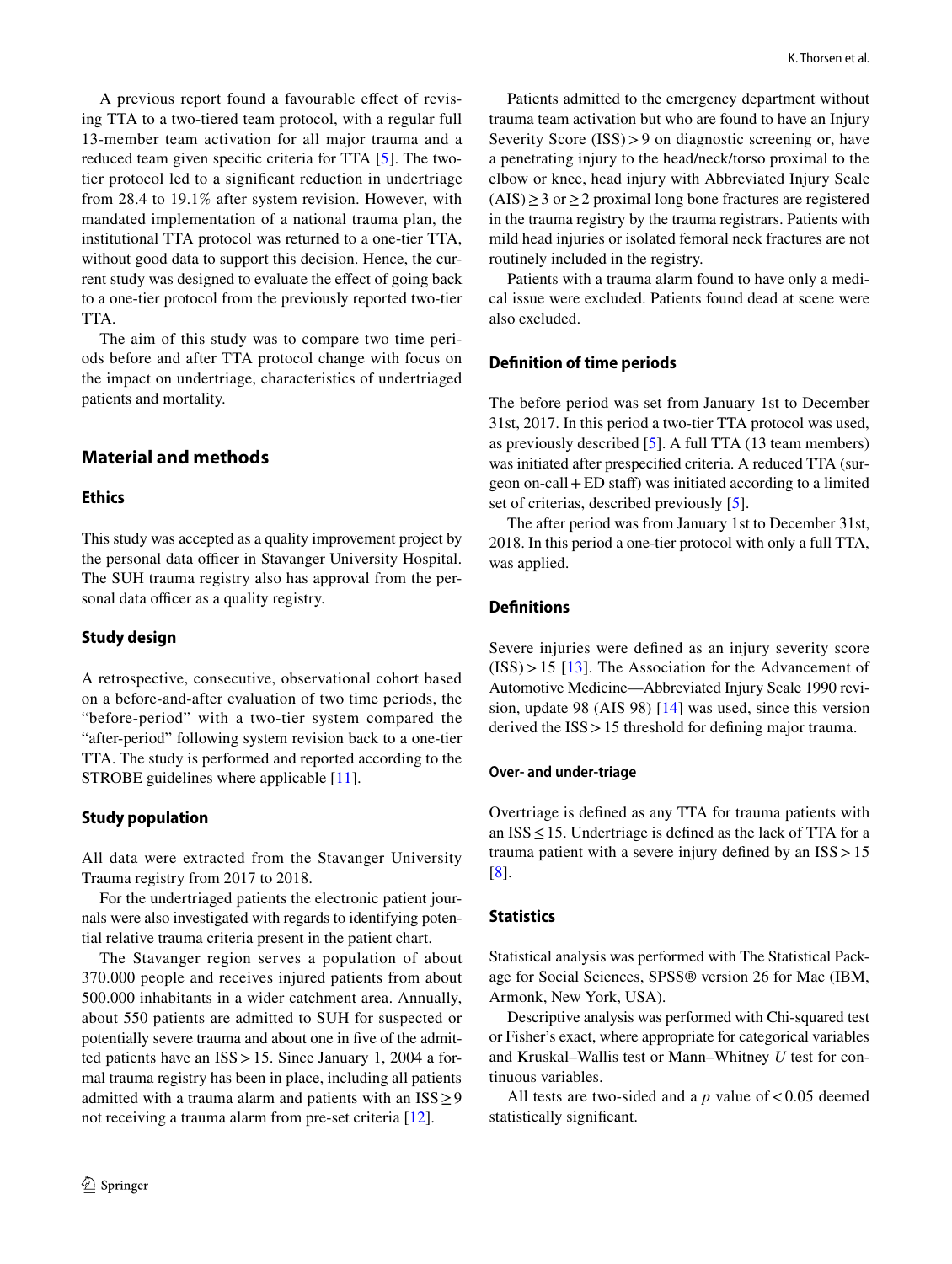A previous report found a favourable effect of revising TTA to a two-tiered team protocol, with a regular full 13-member team activation for all major trauma and a reduced team given specific criteria for TTA [5]. The two-tier protocol led to a significant reduction in undertriage from 28.4 to 19.1% after system revision. However, with mandated implementation of a national trauma plan, the institutional TTA protocol was returned to a one-tier TTA, without good data to support this decision. Hence, the current study was designed to evaluate the effect of going back to a one-tier protocol from the previously reported two-tier TTA.

The aim of this study was to compare two time periods before and after TTA protocol change with focus on the impact on undertriage, characteristics of undertriaged patients and mortality.

## Material and methods

### Ethics

This study was accepted as a quality improvement project by the personal data officer in Stavanger University Hospital. The SUH trauma registry also has approval from the personal data officer as a quality registry.

### Study design

A retrospective, consecutive, observational cohort based on a before-and-after evaluation of two time periods, the "before-period" with a two-tier system compared the "after-period" following system revision back to a one-tier TTA. The study is performed and reported according to the STROBE guidelines where applicable [11].

### Study population

All data were extracted from the Stavanger University Trauma registry from 2017 to 2018.

For the undertriaged patients the electronic patient journals were also investigated with regards to identifying potential relative trauma criteria present in the patient chart.

The Stavanger region serves a population of about 370.000 people and receives injured patients from about 500.000 inhabitants in a wider catchment area. Annually, about 550 patients are admitted to SUH for suspected or potentially severe trauma and about one in five of the admitted patients have an ISS > 15. Since January 1, 2004 a formal trauma registry has been in place, including all patients admitted with a trauma alarm and patients with an ISS ≥ 9 not receiving a trauma alarm from pre-set criteria [12].

Patients admitted to the emergency department without trauma team activation but who are found to have an Injury Severity Score (ISS) > 9 on diagnostic screening or, have a penetrating injury to the head/neck/torso proximal to the elbow or knee, head injury with Abbreviated Injury Scale (AIS) ≥ 3 or ≥ 2 proximal long bone fractures are registered in the trauma registry by the trauma registrars. Patients with mild head injuries or isolated femoral neck fractures are not routinely included in the registry.

Patients with a trauma alarm found to have only a medical issue were excluded. Patients found dead at scene were also excluded.

### Definition of time periods

The before period was set from January 1st to December 31st, 2017. In this period a two-tier TTA protocol was used, as previously described [5]. A full TTA (13 team members) was initiated after prespecified criteria. A reduced TTA (surgeon on-call + ED staff) was initiated according to a limited set of criterias, described previously [5].

The after period was from January 1st to December 31st, 2018. In this period a one-tier protocol with only a full TTA, was applied.

### Definitions

Severe injuries were defined as an injury severity score (ISS) > 15 [13]. The Association for the Advancement of Automotive Medicine—Abbreviated Injury Scale 1990 revision, update 98 (AIS 98) [14] was used, since this version derived the ISS > 15 threshold for defining major trauma.

#### Over- and under-triage

Overtriage is defined as any TTA for trauma patients with an ISS ≤ 15. Undertriage is defined as the lack of TTA for a trauma patient with a severe injury defined by an ISS > 15 [8].

### Statistics

Statistical analysis was performed with The Statistical Package for Social Sciences, SPSS® version 26 for Mac (IBM, Armonk, New York, USA).

Descriptive analysis was performed with Chi-squared test or Fisher's exact, where appropriate for categorical variables and Kruskal–Wallis test or Mann–Whitney *U* test for continuous variables.

All tests are two-sided and a *p* value of < 0.05 deemed statistically significant.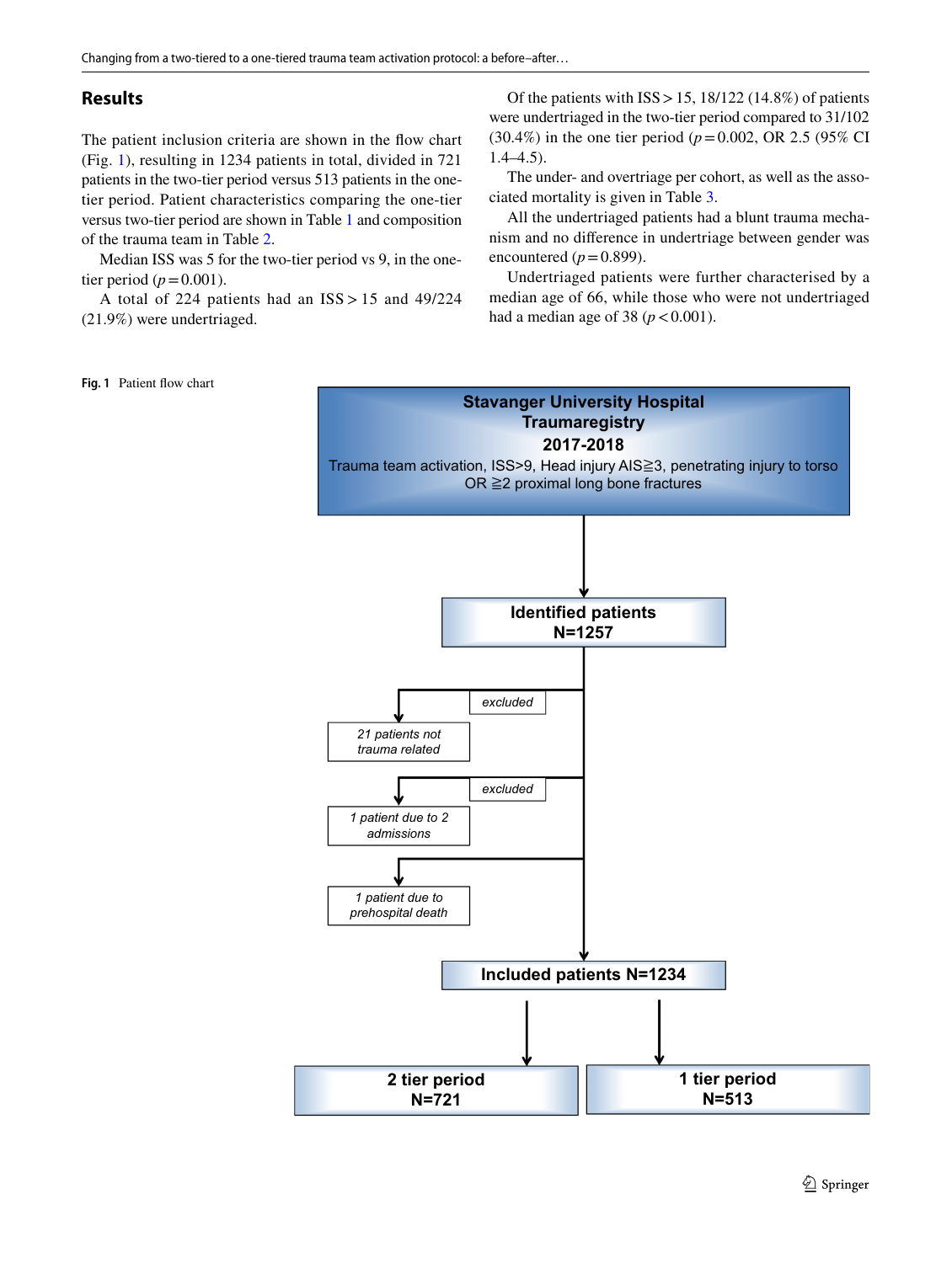## Results

The patient inclusion criteria are shown in the flow chart (Fig. 1), resulting in 1234 patients in total, divided in 721 patients in the two-tier period versus 513 patients in the one-tier period. Patient characteristics comparing the one-tier versus two-tier period are shown in Table 1 and composition of the trauma team in Table 2.

Median ISS was 5 for the two-tier period vs 9, in the one-tier period ($p = 0.001$).

A total of 224 patients had an ISS > 15 and 49/224 (21.9%) were undertriaged.

Of the patients with ISS > 15, 18/122 (14.8%) of patients were undertriaged in the two-tier period compared to 31/102 (30.4%) in the one tier period ($p = 0.002$, OR 2.5 (95% CI 1.4–4.5).

The under- and overtriage per cohort, as well as the associated mortality is given in Table 3.

All the undertriaged patients had a blunt trauma mechanism and no difference in undertriage between gender was encountered ($p = 0.899$).

Undertriaged patients were further characterised by a median age of 66, while those who were not undertriaged had a median age of 38 ($p < 0.001$).

**Fig. 1** Patient flow chart

**Stavanger University Hospital Traumaregistry 2017-2018**
Trauma team activation, ISS>9, Head injury AIS≧3, penetrating injury to torso OR ≧2 proximal long bone fractures

↓

**Identified patients N=1257**

- excluded: 21 patients not trauma related
- excluded: 1 patient due to 2 admissions
- 1 patient due to prehospital death

↓

**Included patients N=1234**

- **2 tier period N=721**
- **1 tier period N=513**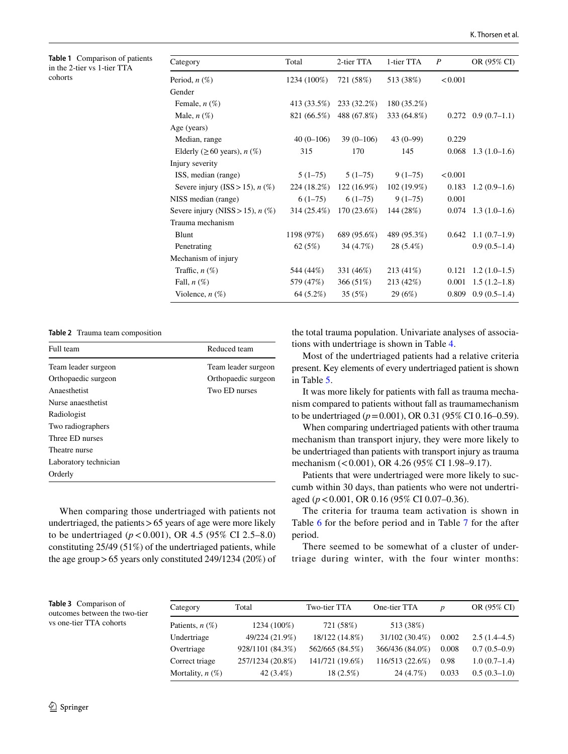**Table 1** Comparison of patients in the 2-tier vs 1-tier TTA cohorts

| Category | Total | 2-tier TTA | 1-tier TTA | *P* | OR (95% CI) |
|---|---|---|---|---|---|
| Period, *n* (%) | 1234 (100%) | 721 (58%) | 513 (38%) | < 0.001 | |
| Gender | | | | | |
| Female, *n* (%) | 413 (33.5%) | 233 (32.2%) | 180 (35.2%) | | |
| Male, *n* (%) | 821 (66.5%) | 488 (67.8%) | 333 (64.8%) | 0.272 | 0.9 (0.7–1.1) |
| Age (years) | | | | | |
| Median, range | 40 (0–106) | 39 (0–106) | 43 (0–99) | 0.229 | |
| Elderly (≥ 60 years), *n* (%) | 315 | 170 | 145 | 0.068 | 1.3 (1.0–1.6) |
| Injury severity | | | | | |
| ISS, median (range) | 5 (1–75) | 5 (1–75) | 9 (1–75) | < 0.001 | |
| Severe injury (ISS > 15), *n* (%) | 224 (18.2%) | 122 (16.9%) | 102 (19.9%) | 0.183 | 1.2 (0.9–1.6) |
| NISS median (range) | 6 (1–75) | 6 (1–75) | 9 (1–75) | 0.001 | |
| Severe injury (NISS > 15), *n* (%) | 314 (25.4%) | 170 (23.6%) | 144 (28%) | 0.074 | 1.3 (1.0–1.6) |
| Trauma mechanism | | | | | |
| Blunt | 1198 (97%) | 689 (95.6%) | 489 (95.3%) | 0.642 | 1.1 (0.7–1.9) |
| Penetrating | 62 (5%) | 34 (4.7%) | 28 (5.4%) | | 0.9 (0.5–1.4) |
| Mechanism of injury | | | | | |
| Traffic, *n* (%) | 544 (44%) | 331 (46%) | 213 (41%) | 0.121 | 1.2 (1.0–1.5) |
| Fall, *n* (%) | 579 (47%) | 366 (51%) | 213 (42%) | 0.001 | 1.5 (1.2–1.8) |
| Violence, *n* (%) | 64 (5.2%) | 35 (5%) | 29 (6%) | 0.809 | 0.9 (0.5–1.4) |

**Table 2** Trauma team composition

| Full team | Reduced team |
|---|---|
| Team leader surgeon | Team leader surgeon |
| Orthopaedic surgeon | Orthopaedic surgeon |
| Anaesthetist | Two ED nurses |
| Nurse anaesthetist | |
| Radiologist | |
| Two radiographers | |
| Three ED nurses | |
| Theatre nurse | |
| Laboratory technician | |
| Orderly | |

When comparing those undertriaged with patients not undertriaged, the patients > 65 years of age were more likely to be undertriaged ($p < 0.001$), OR 4.5 (95% CI 2.5–8.0) constituting 25/49 (51%) of the undertriaged patients, while the age group > 65 years only constituted 249/1234 (20%) of the total trauma population. Univariate analyses of associations with undertriage is shown in Table 4.

Most of the undertriaged patients had a relative criteria present. Key elements of every undertriaged patient is shown in Table 5.

It was more likely for patients with fall as trauma mechanism compared to patients without fall as traumamechanism to be undertriaged ($p = 0.001$), OR 0.31 (95% CI 0.16–0.59).

When comparing undertriaged patients with other trauma mechanism than transport injury, they were more likely to be undertriaged than patients with transport injury as trauma mechanism (< 0.001), OR 4.26 (95% CI 1.98–9.17).

Patients that were undertriaged were more likely to succumb within 30 days, than patients who were not undertriaged ($p < 0.001$, OR 0.16 (95% CI 0.07–0.36).

The criteria for trauma team activation is shown in Table 6 for the before period and in Table 7 for the after period.

There seemed to be somewhat of a cluster of undertriage during winter, with the four winter months:

**Table 3** Comparison of outcomes between the two-tier vs one-tier TTA cohorts

| Category | Total | Two-tier TTA | One-tier TTA | *p* | OR (95% CI) |
|---|---|---|---|---|---|
| Patients, *n* (%) | 1234 (100%) | 721 (58%) | 513 (38%) | | |
| Undertriage | 49/224 (21.9%) | 18/122 (14.8%) | 31/102 (30.4%) | 0.002 | 2.5 (1.4–4.5) |
| Overtriage | 928/1101 (84.3%) | 562/665 (84.5%) | 366/436 (84.0%) | 0.008 | 0.7 (0.5–0.9) |
| Correct triage | 257/1234 (20.8%) | 141/721 (19.6%) | 116/513 (22.6%) | 0.98 | 1.0 (0.7–1.4) |
| Mortality, *n* (%) | 42 (3.4%) | 18 (2.5%) | 24 (4.7%) | 0.033 | 0.5 (0.3–1.0) |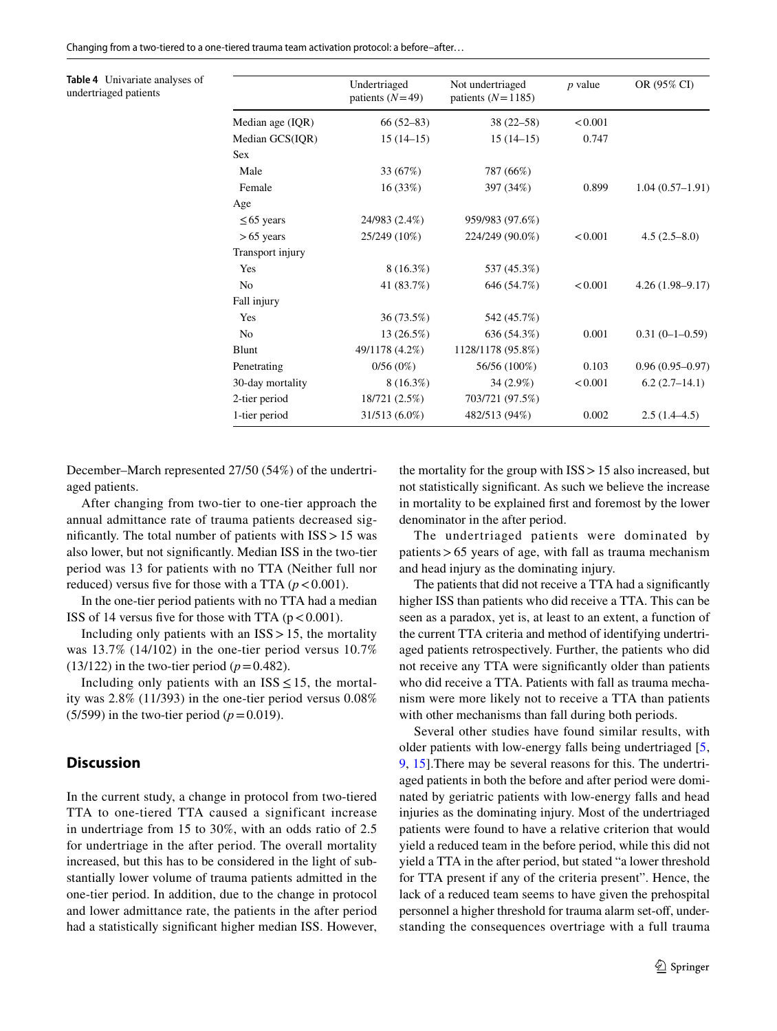**Table 4** Univariate analyses of undertriaged patients

| | Undertriaged patients ($N=49$) | Not undertriaged patients ($N=1185$) | *p* value | OR (95% CI) |
|---|---|---|---|---|
| Median age (IQR) | 66 (52–83) | 38 (22–58) | <0.001 | |
| Median GCS(IQR) | 15 (14–15) | 15 (14–15) | 0.747 | |
| Sex | | | | |
| Male | 33 (67%) | 787 (66%) | | |
| Female | 16 (33%) | 397 (34%) | 0.899 | 1.04 (0.57–1.91) |
| Age | | | | |
| ≤65 years | 24/983 (2.4%) | 959/983 (97.6%) | | |
| >65 years | 25/249 (10%) | 224/249 (90.0%) | <0.001 | 4.5 (2.5–8.0) |
| Transport injury | | | | |
| Yes | 8 (16.3%) | 537 (45.3%) | | |
| No | 41 (83.7%) | 646 (54.7%) | <0.001 | 4.26 (1.98–9.17) |
| Fall injury | | | | |
| Yes | 36 (73.5%) | 542 (45.7%) | | |
| No | 13 (26.5%) | 636 (54.3%) | 0.001 | 0.31 (0–1–0.59) |
| Blunt | 49/1178 (4.2%) | 1128/1178 (95.8%) | | |
| Penetrating | 0/56 (0%) | 56/56 (100%) | 0.103 | 0.96 (0.95–0.97) |
| 30-day mortality | 8 (16.3%) | 34 (2.9%) | <0.001 | 6.2 (2.7–14.1) |
| 2-tier period | 18/721 (2.5%) | 703/721 (97.5%) | | |
| 1-tier period | 31/513 (6.0%) | 482/513 (94%) | 0.002 | 2.5 (1.4–4.5) |

December–March represented 27/50 (54%) of the undertriaged patients.

After changing from two-tier to one-tier approach the annual admittance rate of trauma patients decreased significantly. The total number of patients with ISS > 15 was also lower, but not significantly. Median ISS in the two-tier period was 13 for patients with no TTA (Neither full nor reduced) versus five for those with a TTA ($p<0.001$).

In the one-tier period patients with no TTA had a median ISS of 14 versus five for those with TTA ($p<0.001$).

Including only patients with an ISS > 15, the mortality was 13.7% (14/102) in the one-tier period versus 10.7% (13/122) in the two-tier period ($p=0.482$).

Including only patients with an ISS ≤ 15, the mortality was 2.8% (11/393) in the one-tier period versus 0.08% (5/599) in the two-tier period ($p=0.019$).

## Discussion

In the current study, a change in protocol from two-tiered TTA to one-tiered TTA caused a significant increase in undertriage from 15 to 30%, with an odds ratio of 2.5 for undertriage in the after period. The overall mortality increased, but this has to be considered in the light of substantially lower volume of trauma patients admitted in the one-tier period. In addition, due to the change in protocol and lower admittance rate, the patients in the after period had a statistically significant higher median ISS. However, the mortality for the group with ISS > 15 also increased, but not statistically significant. As such we believe the increase in mortality to be explained first and foremost by the lower denominator in the after period.

The undertriaged patients were dominated by patients > 65 years of age, with fall as trauma mechanism and head injury as the dominating injury.

The patients that did not receive a TTA had a significantly higher ISS than patients who did receive a TTA. This can be seen as a paradox, yet is, at least to an extent, a function of the current TTA criteria and method of identifying undertriaged patients retrospectively. Further, the patients who did not receive any TTA were significantly older than patients who did receive a TTA. Patients with fall as trauma mechanism were more likely not to receive a TTA than patients with other mechanisms than fall during both periods.

Several other studies have found similar results, with older patients with low-energy falls being undertriaged [5, 9, 15].There may be several reasons for this. The undertriaged patients in both the before and after period were dominated by geriatric patients with low-energy falls and head injuries as the dominating injury. Most of the undertriaged patients were found to have a relative criterion that would yield a reduced team in the before period, while this did not yield a TTA in the after period, but stated "a lower threshold for TTA present if any of the criteria present". Hence, the lack of a reduced team seems to have given the prehospital personnel a higher threshold for trauma alarm set-off, understanding the consequences overtriage with a full trauma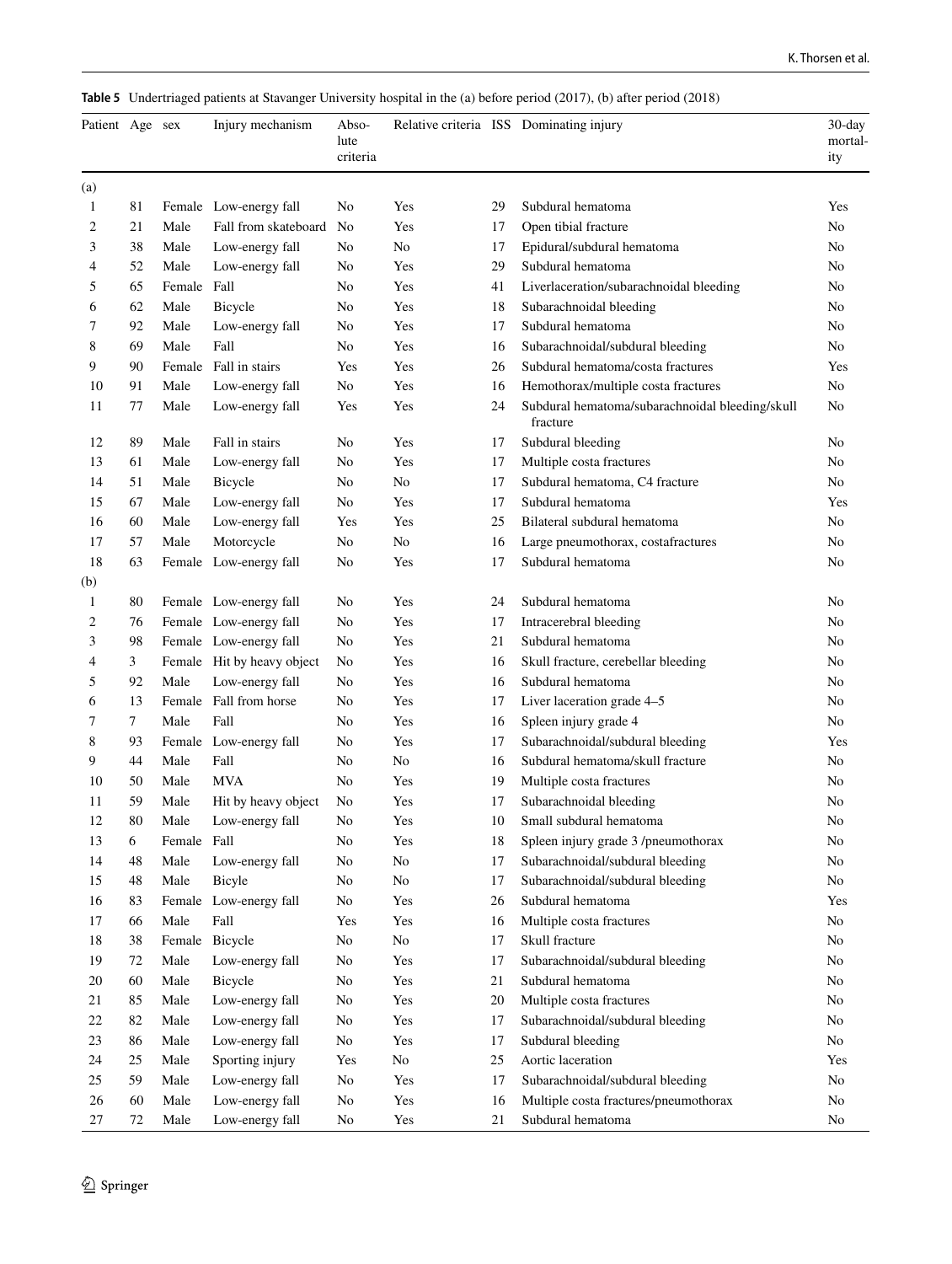**Table 5** Undertriaged patients at Stavanger University hospital in the (a) before period (2017), (b) after period (2018)

| Patient | Age | sex | Injury mechanism | Absolute criteria | Relative criteria | ISS | Dominating injury | 30-day mortality |
|---|---|---|---|---|---|---|---|---|
| (a) | | | | | | | | |
| 1 | 81 | Female | Low-energy fall | No | Yes | 29 | Subdural hematoma | Yes |
| 2 | 21 | Male | Fall from skateboard | No | Yes | 17 | Open tibial fracture | No |
| 3 | 38 | Male | Low-energy fall | No | No | 17 | Epidural/subdural hematoma | No |
| 4 | 52 | Male | Low-energy fall | No | Yes | 29 | Subdural hematoma | No |
| 5 | 65 | Female | Fall | No | Yes | 41 | Liverlaceration/subarachnoidal bleeding | No |
| 6 | 62 | Male | Bicycle | No | Yes | 18 | Subarachnoidal bleeding | No |
| 7 | 92 | Male | Low-energy fall | No | Yes | 17 | Subdural hematoma | No |
| 8 | 69 | Male | Fall | No | Yes | 16 | Subarachnoidal/subdural bleeding | No |
| 9 | 90 | Female | Fall in stairs | Yes | Yes | 26 | Subdural hematoma/costa fractures | Yes |
| 10 | 91 | Male | Low-energy fall | No | Yes | 16 | Hemothorax/multiple costa fractures | No |
| 11 | 77 | Male | Low-energy fall | Yes | Yes | 24 | Subdural hematoma/subarachnoidal bleeding/skull fracture | No |
| 12 | 89 | Male | Fall in stairs | No | Yes | 17 | Subdural bleeding | No |
| 13 | 61 | Male | Low-energy fall | No | Yes | 17 | Multiple costa fractures | No |
| 14 | 51 | Male | Bicycle | No | No | 17 | Subdural hematoma, C4 fracture | No |
| 15 | 67 | Male | Low-energy fall | No | Yes | 17 | Subdural hematoma | Yes |
| 16 | 60 | Male | Low-energy fall | Yes | Yes | 25 | Bilateral subdural hematoma | No |
| 17 | 57 | Male | Motorcycle | No | No | 16 | Large pneumothorax, costafractures | No |
| 18 | 63 | Female | Low-energy fall | No | Yes | 17 | Subdural hematoma | No |
| (b) | | | | | | | | |
| 1 | 80 | Female | Low-energy fall | No | Yes | 24 | Subdural hematoma | No |
| 2 | 76 | Female | Low-energy fall | No | Yes | 17 | Intracerebral bleeding | No |
| 3 | 98 | Female | Low-energy fall | No | Yes | 21 | Subdural hematoma | No |
| 4 | 3 | Female | Hit by heavy object | No | Yes | 16 | Skull fracture, cerebellar bleeding | No |
| 5 | 92 | Male | Low-energy fall | No | Yes | 16 | Subdural hematoma | No |
| 6 | 13 | Female | Fall from horse | No | Yes | 17 | Liver laceration grade 4–5 | No |
| 7 | 7 | Male | Fall | No | Yes | 16 | Spleen injury grade 4 | No |
| 8 | 93 | Female | Low-energy fall | No | Yes | 17 | Subarachnoidal/subdural bleeding | Yes |
| 9 | 44 | Male | Fall | No | No | 16 | Subdural hematoma/skull fracture | No |
| 10 | 50 | Male | MVA | No | Yes | 19 | Multiple costa fractures | No |
| 11 | 59 | Male | Hit by heavy object | No | Yes | 17 | Subarachnoidal bleeding | No |
| 12 | 80 | Male | Low-energy fall | No | Yes | 10 | Small subdural hematoma | No |
| 13 | 6 | Female | Fall | No | Yes | 18 | Spleen injury grade 3 /pneumothorax | No |
| 14 | 48 | Male | Low-energy fall | No | No | 17 | Subarachnoidal/subdural bleeding | No |
| 15 | 48 | Male | Bicyle | No | No | 17 | Subarachnoidal/subdural bleeding | No |
| 16 | 83 | Female | Low-energy fall | No | Yes | 26 | Subdural hematoma | Yes |
| 17 | 66 | Male | Fall | Yes | Yes | 16 | Multiple costa fractures | No |
| 18 | 38 | Female | Bicycle | No | No | 17 | Skull fracture | No |
| 19 | 72 | Male | Low-energy fall | No | Yes | 17 | Subarachnoidal/subdural bleeding | No |
| 20 | 60 | Male | Bicycle | No | Yes | 21 | Subdural hematoma | No |
| 21 | 85 | Male | Low-energy fall | No | Yes | 20 | Multiple costa fractures | No |
| 22 | 82 | Male | Low-energy fall | No | Yes | 17 | Subarachnoidal/subdural bleeding | No |
| 23 | 86 | Male | Low-energy fall | No | Yes | 17 | Subdural bleeding | No |
| 24 | 25 | Male | Sporting injury | Yes | No | 25 | Aortic laceration | Yes |
| 25 | 59 | Male | Low-energy fall | No | Yes | 17 | Subarachnoidal/subdural bleeding | No |
| 26 | 60 | Male | Low-energy fall | No | Yes | 16 | Multiple costa fractures/pneumothorax | No |
| 27 | 72 | Male | Low-energy fall | No | Yes | 21 | Subdural hematoma | No |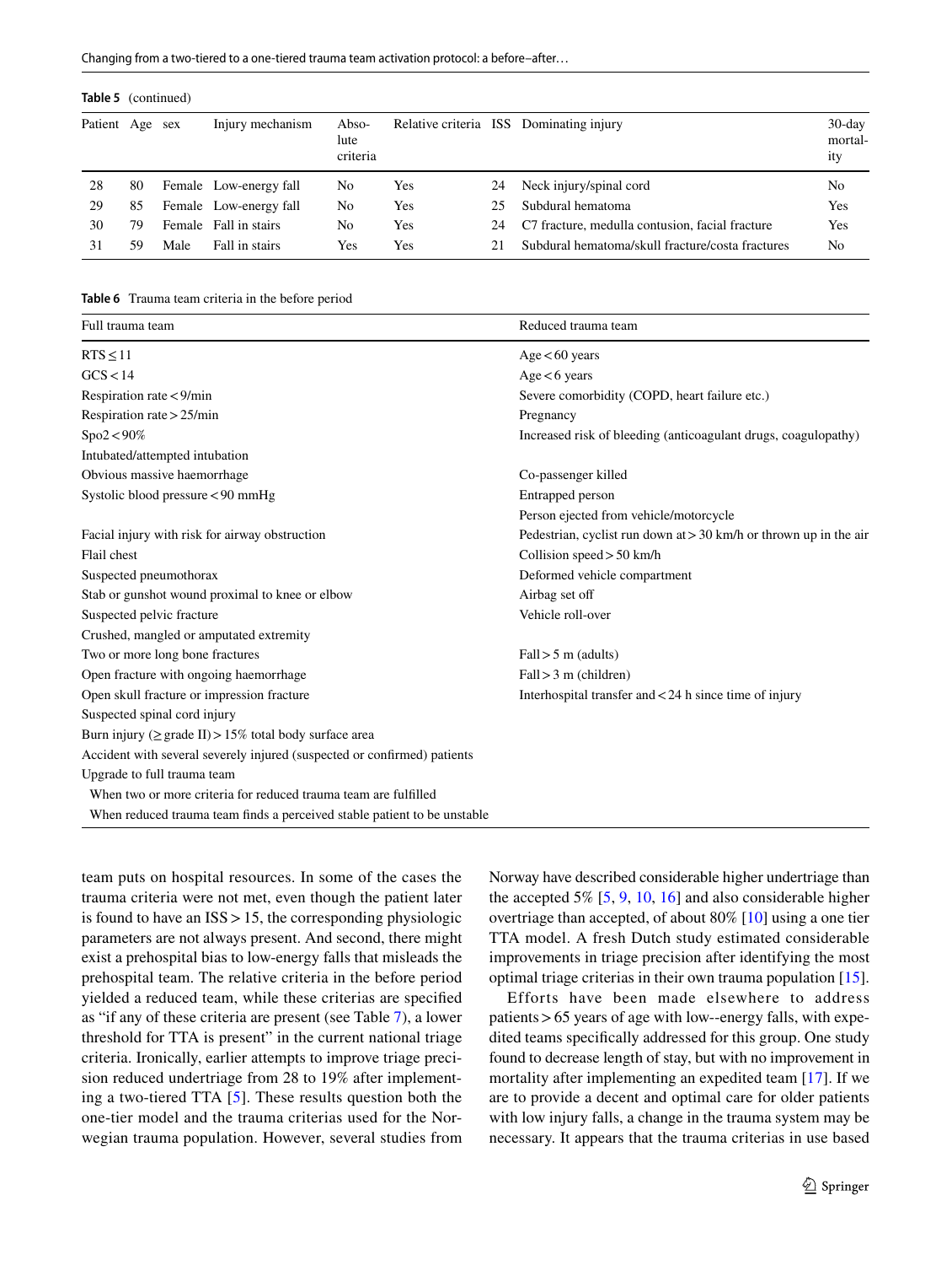**Table 5** (continued)

| Patient | Age | sex | Injury mechanism | Absolute criteria | Relative criteria | ISS | Dominating injury | 30-day mortality |
|---|---|---|---|---|---|---|---|---|
| 28 | 80 | Female | Low-energy fall | No | Yes | 24 | Neck injury/spinal cord | No |
| 29 | 85 | Female | Low-energy fall | No | Yes | 25 | Subdural hematoma | Yes |
| 30 | 79 | Female | Fall in stairs | No | Yes | 24 | C7 fracture, medulla contusion, facial fracture | Yes |
| 31 | 59 | Male | Fall in stairs | Yes | Yes | 21 | Subdural hematoma/skull fracture/costa fractures | No |

**Table 6** Trauma team criteria in the before period

| Full trauma team | Reduced trauma team |
|---|---|
| RTS ≤ 11 | Age < 60 years |
| GCS < 14 | Age < 6 years |
| Respiration rate < 9/min | Severe comorbidity (COPD, heart failure etc.) |
| Respiration rate > 25/min | Pregnancy |
| Spo2 < 90% | Increased risk of bleeding (anticoagulant drugs, coagulopathy) |
| Intubated/attempted intubation | |
| Obvious massive haemorrhage | Co-passenger killed |
| Systolic blood pressure < 90 mmHg | Entrapped person |
| | Person ejected from vehicle/motorcycle |
| Facial injury with risk for airway obstruction | Pedestrian, cyclist run down at > 30 km/h or thrown up in the air |
| Flail chest | Collision speed > 50 km/h |
| Suspected pneumothorax | Deformed vehicle compartment |
| Stab or gunshot wound proximal to knee or elbow | Airbag set off |
| Suspected pelvic fracture | Vehicle roll-over |
| Crushed, mangled or amputated extremity | |
| Two or more long bone fractures | Fall > 5 m (adults) |
| Open fracture with ongoing haemorrhage | Fall > 3 m (children) |
| Open skull fracture or impression fracture | Interhospital transfer and < 24 h since time of injury |
| Suspected spinal cord injury | |
| Burn injury (≥ grade II) > 15% total body surface area | |
| Accident with several severely injured (suspected or confirmed) patients | |
| Upgrade to full trauma team | |
| When two or more criteria for reduced trauma team are fulfilled | |
| When reduced trauma team finds a perceived stable patient to be unstable | |

team puts on hospital resources. In some of the cases the trauma criteria were not met, even though the patient later is found to have an ISS > 15, the corresponding physiologic parameters are not always present. And second, there might exist a prehospital bias to low-energy falls that misleads the prehospital team. The relative criteria in the before period yielded a reduced team, while these criterias are specified as "if any of these criteria are present (see Table 7), a lower threshold for TTA is present" in the current national triage criteria. Ironically, earlier attempts to improve triage precision reduced undertriage from 28 to 19% after implementing a two-tiered TTA [5]. These results question both the one-tier model and the trauma criterias used for the Norwegian trauma population. However, several studies from Norway have described considerable higher undertriage than the accepted 5% [5, 9, 10, 16] and also considerable higher overtriage than accepted, of about 80% [10] using a one tier TTA model. A fresh Dutch study estimated considerable improvements in triage precision after identifying the most optimal triage criterias in their own trauma population [15].

Efforts have been made elsewhere to address patients > 65 years of age with low--energy falls, with expedited teams specifically addressed for this group. One study found to decrease length of stay, but with no improvement in mortality after implementing an expedited team [17]. If we are to provide a decent and optimal care for older patients with low injury falls, a change in the trauma system may be necessary. It appears that the trauma criterias in use based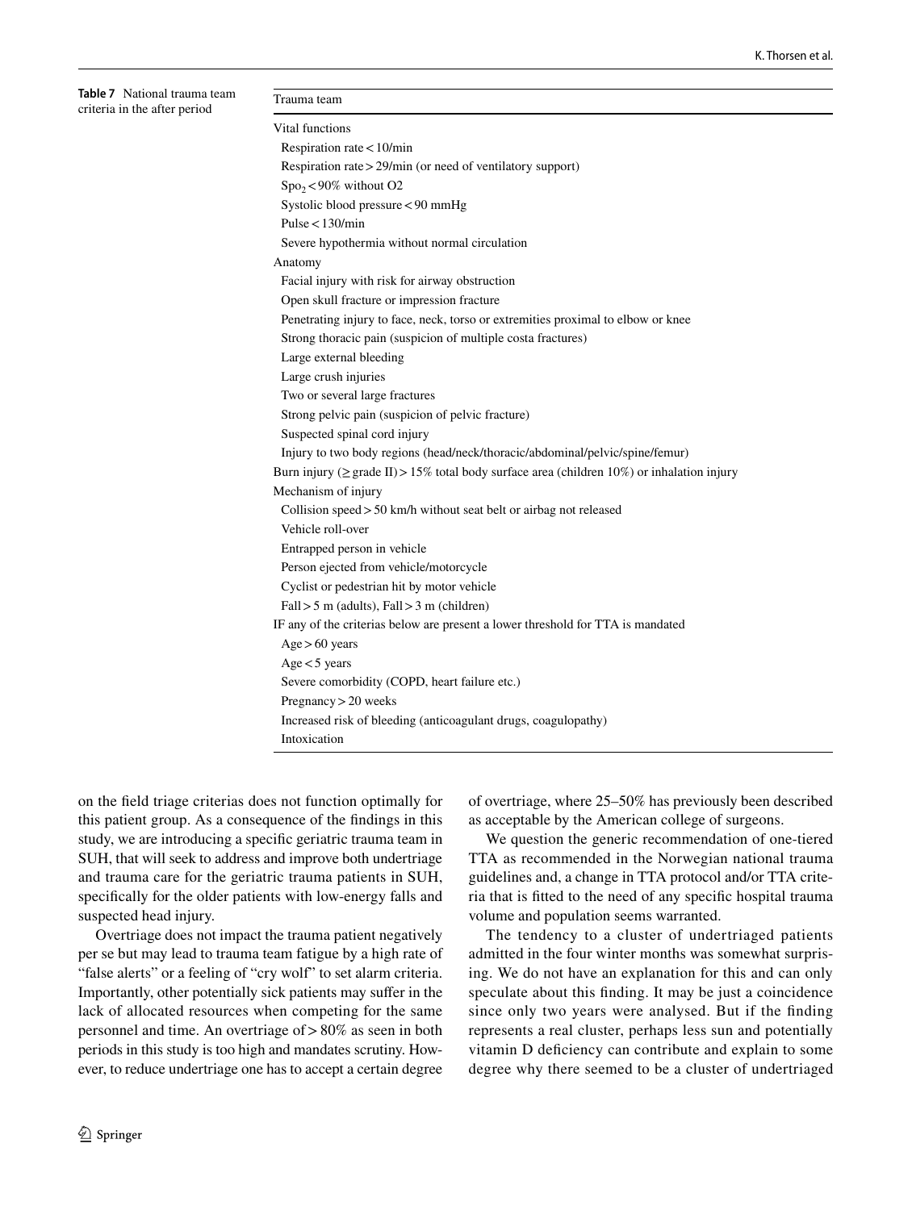**Table 7** National trauma team criteria in the after period

| Trauma team |
|---|
| Vital functions |
| Respiration rate < 10/min |
| Respiration rate > 29/min (or need of ventilatory support) |
| $Spo_2$ < 90% without O2 |
| Systolic blood pressure < 90 mmHg |
| Pulse < 130/min |
| Severe hypothermia without normal circulation |
| Anatomy |
| Facial injury with risk for airway obstruction |
| Open skull fracture or impression fracture |
| Penetrating injury to face, neck, torso or extremities proximal to elbow or knee |
| Strong thoracic pain (suspicion of multiple costa fractures) |
| Large external bleeding |
| Large crush injuries |
| Two or several large fractures |
| Strong pelvic pain (suspicion of pelvic fracture) |
| Suspected spinal cord injury |
| Injury to two body regions (head/neck/thoracic/abdominal/pelvic/spine/femur) |
| Burn injury (≥ grade II) > 15% total body surface area (children 10%) or inhalation injury |
| Mechanism of injury |
| Collision speed > 50 km/h without seat belt or airbag not released |
| Vehicle roll-over |
| Entrapped person in vehicle |
| Person ejected from vehicle/motorcycle |
| Cyclist or pedestrian hit by motor vehicle |
| Fall > 5 m (adults), Fall > 3 m (children) |
| IF any of the criterias below are present a lower threshold for TTA is mandated |
| Age > 60 years |
| Age < 5 years |
| Severe comorbidity (COPD, heart failure etc.) |
| Pregnancy > 20 weeks |
| Increased risk of bleeding (anticoagulant drugs, coagulopathy) |
| Intoxication |

on the field triage criterias does not function optimally for this patient group. As a consequence of the findings in this study, we are introducing a specific geriatric trauma team in SUH, that will seek to address and improve both undertriage and trauma care for the geriatric trauma patients in SUH, specifically for the older patients with low-energy falls and suspected head injury.

Overtriage does not impact the trauma patient negatively per se but may lead to trauma team fatigue by a high rate of "false alerts" or a feeling of "cry wolf" to set alarm criteria. Importantly, other potentially sick patients may suffer in the lack of allocated resources when competing for the same personnel and time. An overtriage of > 80% as seen in both periods in this study is too high and mandates scrutiny. However, to reduce undertriage one has to accept a certain degree of overtriage, where 25–50% has previously been described as acceptable by the American college of surgeons.

We question the generic recommendation of one-tiered TTA as recommended in the Norwegian national trauma guidelines and, a change in TTA protocol and/or TTA criteria that is fitted to the need of any specific hospital trauma volume and population seems warranted.

The tendency to a cluster of undertriaged patients admitted in the four winter months was somewhat surprising. We do not have an explanation for this and can only speculate about this finding. It may be just a coincidence since only two years were analysed. But if the finding represents a real cluster, perhaps less sun and potentially vitamin D deficiency can contribute and explain to some degree why there seemed to be a cluster of undertriaged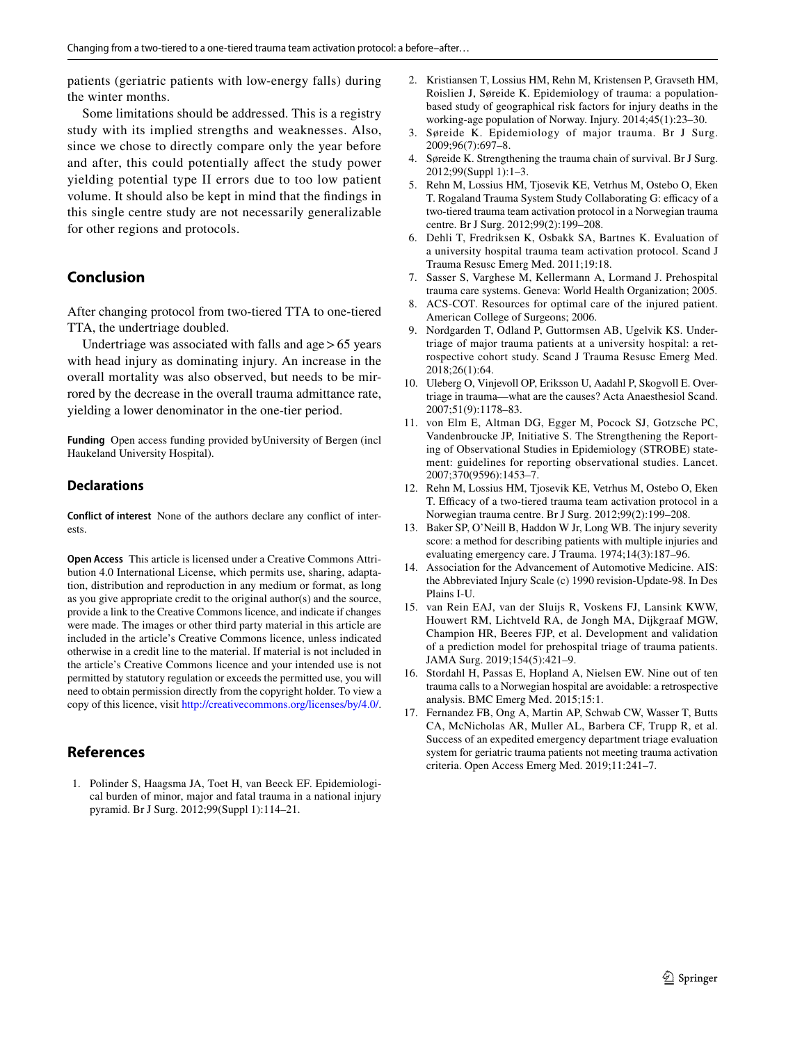patients (geriatric patients with low-energy falls) during the winter months.

Some limitations should be addressed. This is a registry study with its implied strengths and weaknesses. Also, since we chose to directly compare only the year before and after, this could potentially affect the study power yielding potential type II errors due to too low patient volume. It should also be kept in mind that the findings in this single centre study are not necessarily generalizable for other regions and protocols.

## Conclusion

After changing protocol from two-tiered TTA to one-tiered TTA, the undertriage doubled.

Undertriage was associated with falls and age > 65 years with head injury as dominating injury. An increase in the overall mortality was also observed, but needs to be mirrored by the decrease in the overall trauma admittance rate, yielding a lower denominator in the one-tier period.

**Funding** Open access funding provided byUniversity of Bergen (incl Haukeland University Hospital).

## Declarations

**Conflict of interest** None of the authors declare any conflict of interests.

**Open Access** This article is licensed under a Creative Commons Attribution 4.0 International License, which permits use, sharing, adaptation, distribution and reproduction in any medium or format, as long as you give appropriate credit to the original author(s) and the source, provide a link to the Creative Commons licence, and indicate if changes were made. The images or other third party material in this article are included in the article's Creative Commons licence, unless indicated otherwise in a credit line to the material. If material is not included in the article's Creative Commons licence and your intended use is not permitted by statutory regulation or exceeds the permitted use, you will need to obtain permission directly from the copyright holder. To view a copy of this licence, visit http://creativecommons.org/licenses/by/4.0/.

## References

1. Polinder S, Haagsma JA, Toet H, van Beeck EF. Epidemiological burden of minor, major and fatal trauma in a national injury pyramid. Br J Surg. 2012;99(Suppl 1):114–21.
2. Kristiansen T, Lossius HM, Rehn M, Kristensen P, Gravseth HM, Roislien J, Søreide K. Epidemiology of trauma: a population-based study of geographical risk factors for injury deaths in the working-age population of Norway. Injury. 2014;45(1):23–30.
3. Søreide K. Epidemiology of major trauma. Br J Surg. 2009;96(7):697–8.
4. Søreide K. Strengthening the trauma chain of survival. Br J Surg. 2012;99(Suppl 1):1–3.
5. Rehn M, Lossius HM, Tjosevik KE, Vetrhus M, Ostebo O, Eken T. Rogaland Trauma System Study Collaborating G: efficacy of a two-tiered trauma team activation protocol in a Norwegian trauma centre. Br J Surg. 2012;99(2):199–208.
6. Dehli T, Fredriksen K, Osbakk SA, Bartnes K. Evaluation of a university hospital trauma team activation protocol. Scand J Trauma Resusc Emerg Med. 2011;19:18.
7. Sasser S, Varghese M, Kellermann A, Lormand J. Prehospital trauma care systems. Geneva: World Health Organization; 2005.
8. ACS-COT. Resources for optimal care of the injured patient. American College of Surgeons; 2006.
9. Nordgarden T, Odland P, Guttormsen AB, Ugelvik KS. Undertriage of major trauma patients at a university hospital: a retrospective cohort study. Scand J Trauma Resusc Emerg Med. 2018;26(1):64.
10. Uleberg O, Vinjevoll OP, Eriksson U, Aadahl P, Skogvoll E. Overtriage in trauma—what are the causes? Acta Anaesthesiol Scand. 2007;51(9):1178–83.
11. von Elm E, Altman DG, Egger M, Pocock SJ, Gotzsche PC, Vandenbroucke JP, Initiative S. The Strengthening the Reporting of Observational Studies in Epidemiology (STROBE) statement: guidelines for reporting observational studies. Lancet. 2007;370(9596):1453–7.
12. Rehn M, Lossius HM, Tjosevik KE, Vetrhus M, Ostebo O, Eken T. Efficacy of a two-tiered trauma team activation protocol in a Norwegian trauma centre. Br J Surg. 2012;99(2):199–208.
13. Baker SP, O'Neill B, Haddon W Jr, Long WB. The injury severity score: a method for describing patients with multiple injuries and evaluating emergency care. J Trauma. 1974;14(3):187–96.
14. Association for the Advancement of Automotive Medicine. AIS: the Abbreviated Injury Scale (c) 1990 revision-Update-98. In Des Plains I-U.
15. van Rein EAJ, van der Sluijs R, Voskens FJ, Lansink KWW, Houwert RM, Lichtveld RA, de Jongh MA, Dijkgraaf MGW, Champion HR, Beeres FJP, et al. Development and validation of a prediction model for prehospital triage of trauma patients. JAMA Surg. 2019;154(5):421–9.
16. Stordahl H, Passas E, Hopland A, Nielsen EW. Nine out of ten trauma calls to a Norwegian hospital are avoidable: a retrospective analysis. BMC Emerg Med. 2015;15:1.
17. Fernandez FB, Ong A, Martin AP, Schwab CW, Wasser T, Butts CA, McNicholas AR, Muller AL, Barbera CF, Trupp R, et al. Success of an expedited emergency department triage evaluation system for geriatric trauma patients not meeting trauma activation criteria. Open Access Emerg Med. 2019;11:241–7.